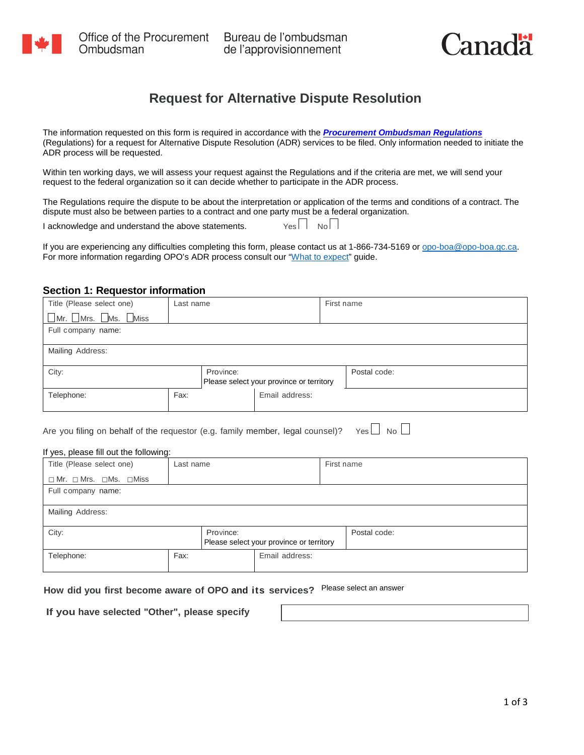Office of the Procurement Ombudsman | Bureau de l'ombudsman de l'approvisionnement

Canada

# Request for Alternative Dispute Resolution

The information requested on this form is required in accordance with the ***Procurement Ombudsman Regulations*** (Regulations) for a request for Alternative Dispute Resolution (ADR) services to be filed. Only information needed to initiate the ADR process will be requested.

Within ten working days, we will assess your request against the Regulations and if the criteria are met, we will send your request to the federal organization so it can decide whether to participate in the ADR process.

The Regulations require the dispute to be about the interpretation or application of the terms and conditions of a contract. The dispute must also be between parties to a contract and one party must be a federal organization.

I acknowledge and understand the above statements. Yes ☐ No ☐

If you are experiencing any difficulties completing this form, please contact us at 1-866-734-5169 or opo-boa@opo-boa.gc.ca. For more information regarding OPO's ADR process consult our "What to expect" guide.

## Section 1: Requestor information

| Title (Please select one) ☐ Mr. ☐ Mrs. ☐ Ms. ☐ Miss | Last name | | First name |
|---|---|---|---|
| Full company name: | | | |
| Mailing Address: | | | |
| City: | Province: Please select your province or territory | | Postal code: |
| Telephone: | Fax: | Email address: | |

Are you filing on behalf of the requestor (e.g. family member, legal counsel)? Yes ☐ No ☐

If yes, please fill out the following:

| Title (Please select one) ☐ Mr. ☐ Mrs. ☐ Ms. ☐ Miss | Last name | | First name |
|---|---|---|---|
| Full company name: | | | |
| Mailing Address: | | | |
| City: | Province: Please select your province or territory | | Postal code: |
| Telephone: | Fax: | Email address: | |

**How did you first become aware of OPO and its services?** Please select an answer

**If you have selected "Other", please specify**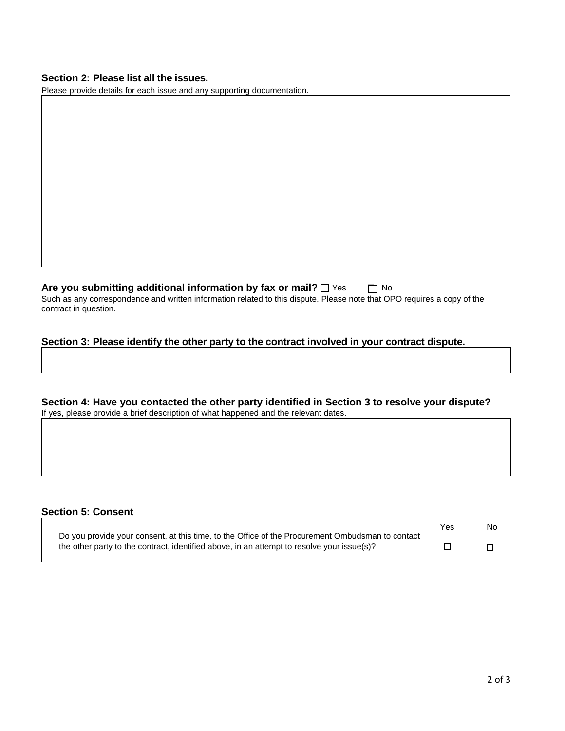## Section 2: Please list all the issues.

Please provide details for each issue and any supporting documentation.

**Are you submitting additional information by fax or mail?** ☐ Yes ☐ No

Such as any correspondence and written information related to this dispute. Please note that OPO requires a copy of the contract in question.

## Section 3: Please identify the other party to the contract involved in your contract dispute.

## Section 4: Have you contacted the other party identified in Section 3 to resolve your dispute?

If yes, please provide a brief description of what happened and the relevant dates.

## Section 5: Consent

| | Yes | No |
|---|---|---|
| Do you provide your consent, at this time, to the Office of the Procurement Ombudsman to contact the other party to the contract, identified above, in an attempt to resolve your issue(s)? | ☐ | ☐ |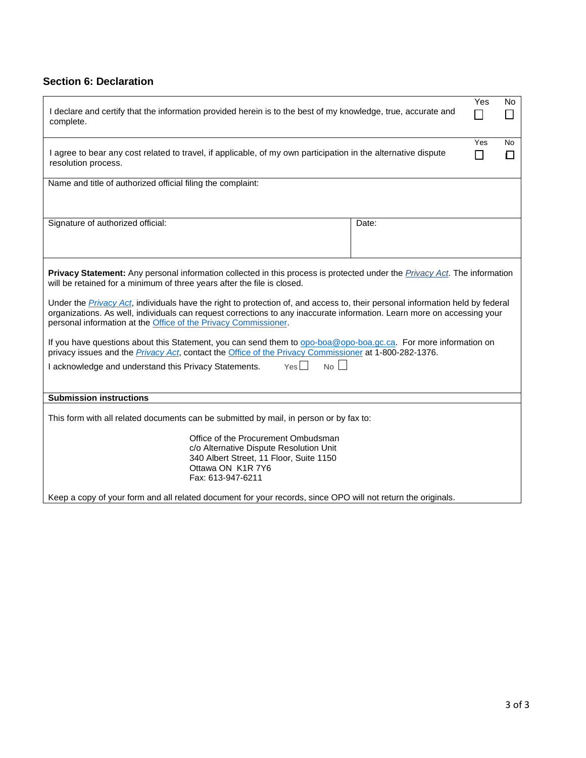## Section 6: Declaration

| | | |
|---|---|---|
| I declare and certify that the information provided herein is to the best of my knowledge, true, accurate and complete. | Yes ☐ | No ☐ |
| I agree to bear any cost related to travel, if applicable, of my own participation in the alternative dispute resolution process. | Yes ☐ | No ☐ |

Name and title of authorized official filing the complaint:

| | |
|---|---|
| Signature of authorized official: | Date: |

**Privacy Statement:** Any personal information collected in this process is protected under the *Privacy Act*. The information will be retained for a minimum of three years after the file is closed.

Under the *Privacy Act*, individuals have the right to protection of, and access to, their personal information held by federal organizations. As well, individuals can request corrections to any inaccurate information. Learn more on accessing your personal information at the Office of the Privacy Commissioner.

If you have questions about this Statement, you can send them to opo-boa@opo-boa.gc.ca. For more information on privacy issues and the *Privacy Act*, contact the Office of the Privacy Commissioner at 1-800-282-1376.

I acknowledge and understand this Privacy Statements. Yes ☐ No ☐

**Submission instructions**

This form with all related documents can be submitted by mail, in person or by fax to:

Office of the Procurement Ombudsman
c/o Alternative Dispute Resolution Unit
340 Albert Street, 11 Floor, Suite 1150
Ottawa ON K1R 7Y6
Fax: 613-947-6211

Keep a copy of your form and all related document for your records, since OPO will not return the originals.